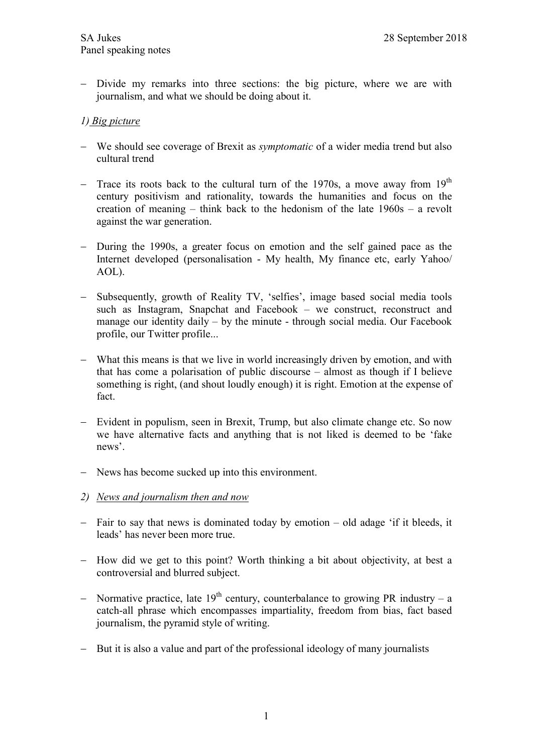SA Jukes
Panel speaking notes

28 September 2018

- Divide my remarks into three sections: the big picture, where we are with journalism, and what we should be doing about it.

*1) Big picture*

- We should see coverage of Brexit as *symptomatic* of a wider media trend but also cultural trend

- Trace its roots back to the cultural turn of the 1970s, a move away from 19th century positivism and rationality, towards the humanities and focus on the creation of meaning – think back to the hedonism of the late 1960s – a revolt against the war generation.

- During the 1990s, a greater focus on emotion and the self gained pace as the Internet developed (personalisation - My health, My finance etc, early Yahoo/ AOL).

- Subsequently, growth of Reality TV, 'selfies', image based social media tools such as Instagram, Snapchat and Facebook – we construct, reconstruct and manage our identity daily – by the minute - through social media. Our Facebook profile, our Twitter profile...

- What this means is that we live in world increasingly driven by emotion, and with that has come a polarisation of public discourse – almost as though if I believe something is right, (and shout loudly enough) it is right. Emotion at the expense of fact.

- Evident in populism, seen in Brexit, Trump, but also climate change etc. So now we have alternative facts and anything that is not liked is deemed to be 'fake news'.

- News has become sucked up into this environment.

*2) News and journalism then and now*

- Fair to say that news is dominated today by emotion – old adage 'if it bleeds, it leads' has never been more true.

- How did we get to this point? Worth thinking a bit about objectivity, at best a controversial and blurred subject.

- Normative practice, late 19th century, counterbalance to growing PR industry – a catch-all phrase which encompasses impartiality, freedom from bias, fact based journalism, the pyramid style of writing.

- But it is also a value and part of the professional ideology of many journalists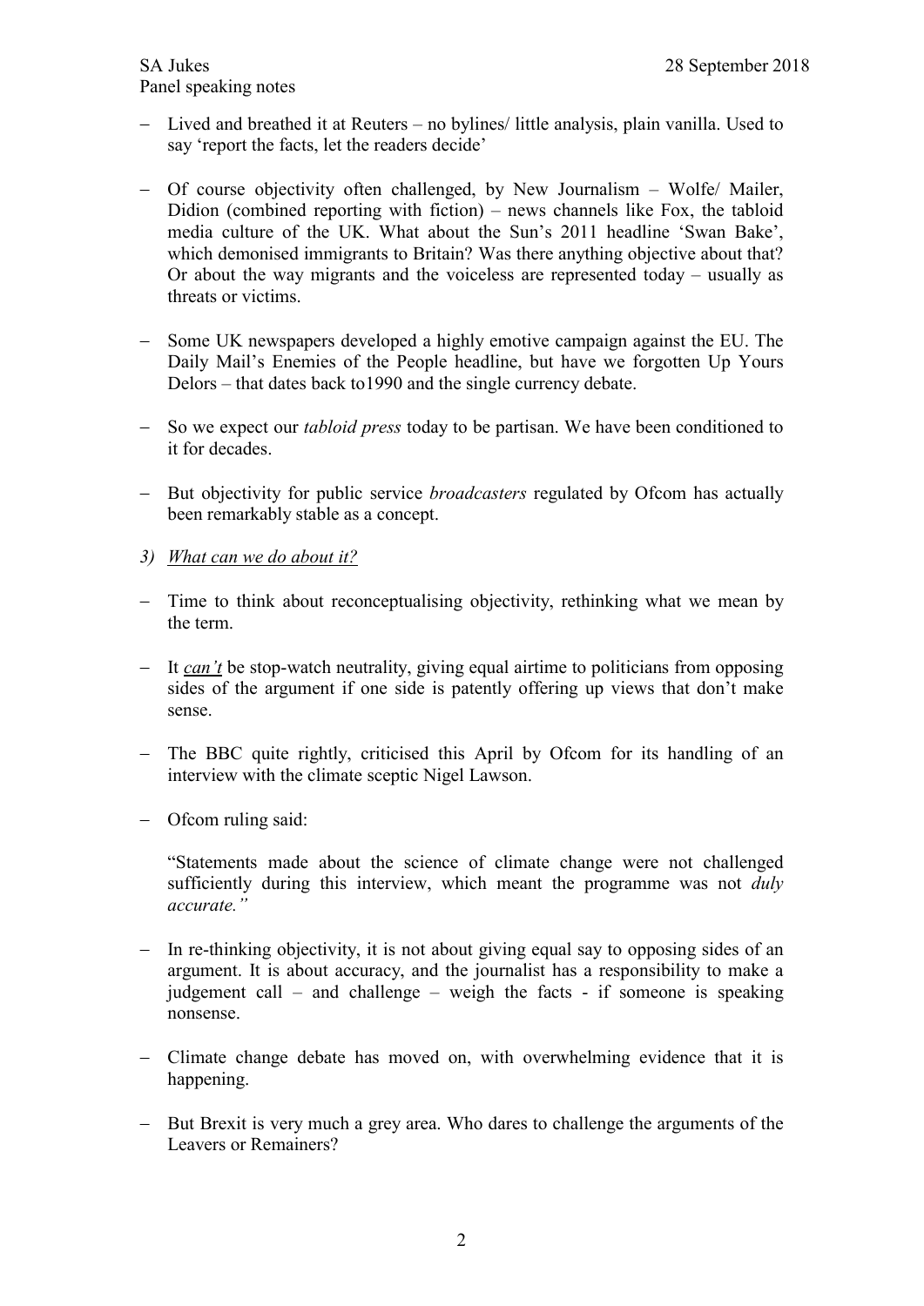- Lived and breathed it at Reuters – no bylines/ little analysis, plain vanilla. Used to say 'report the facts, let the readers decide'

- Of course objectivity often challenged, by New Journalism – Wolfe/ Mailer, Didion (combined reporting with fiction) – news channels like Fox, the tabloid media culture of the UK. What about the Sun's 2011 headline 'Swan Bake', which demonised immigrants to Britain? Was there anything objective about that? Or about the way migrants and the voiceless are represented today – usually as threats or victims.

- Some UK newspapers developed a highly emotive campaign against the EU. The Daily Mail's Enemies of the People headline, but have we forgotten Up Yours Delors – that dates back to1990 and the single currency debate.

- So we expect our *tabloid press* today to be partisan. We have been conditioned to it for decades.

- But objectivity for public service *broadcasters* regulated by Ofcom has actually been remarkably stable as a concept.

3) *What can we do about it?*

- Time to think about reconceptualising objectivity, rethinking what we mean by the term.

- It ***can't*** be stop-watch neutrality, giving equal airtime to politicians from opposing sides of the argument if one side is patently offering up views that don't make sense.

- The BBC quite rightly, criticised this April by Ofcom for its handling of an interview with the climate sceptic Nigel Lawson.

- Ofcom ruling said:

  "Statements made about the science of climate change were not challenged sufficiently during this interview, which meant the programme was not *duly accurate."*

- In re-thinking objectivity, it is not about giving equal say to opposing sides of an argument. It is about accuracy, and the journalist has a responsibility to make a judgement call – and challenge – weigh the facts - if someone is speaking nonsense.

- Climate change debate has moved on, with overwhelming evidence that it is happening.

- But Brexit is very much a grey area. Who dares to challenge the arguments of the Leavers or Remainers?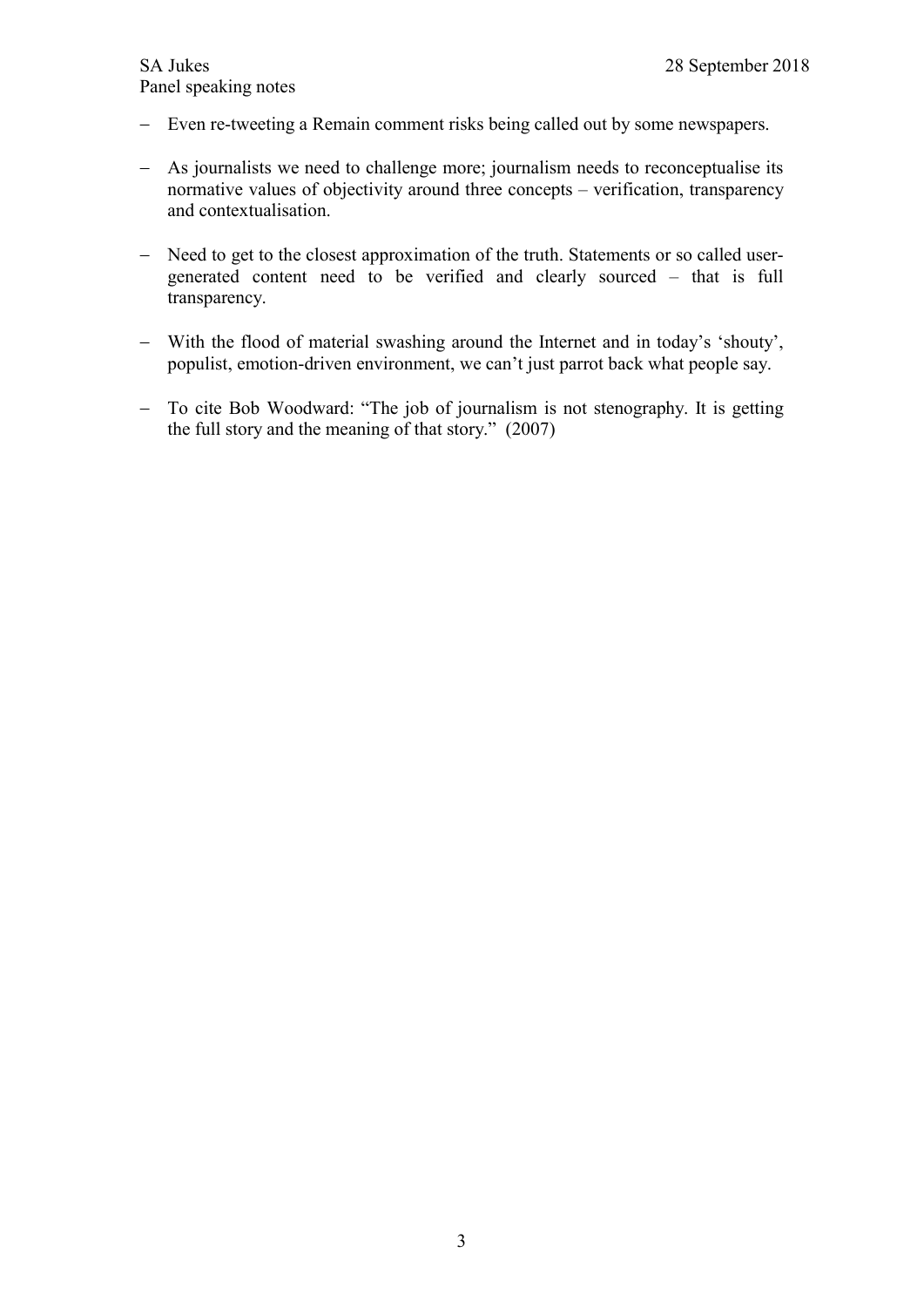- Even re-tweeting a Remain comment risks being called out by some newspapers.
- As journalists we need to challenge more; journalism needs to reconceptualise its normative values of objectivity around three concepts – verification, transparency and contextualisation.
- Need to get to the closest approximation of the truth. Statements or so called user-generated content need to be verified and clearly sourced – that is full transparency.
- With the flood of material swashing around the Internet and in today's 'shouty', populist, emotion-driven environment, we can't just parrot back what people say.
- To cite Bob Woodward: "The job of journalism is not stenography. It is getting the full story and the meaning of that story." (2007)